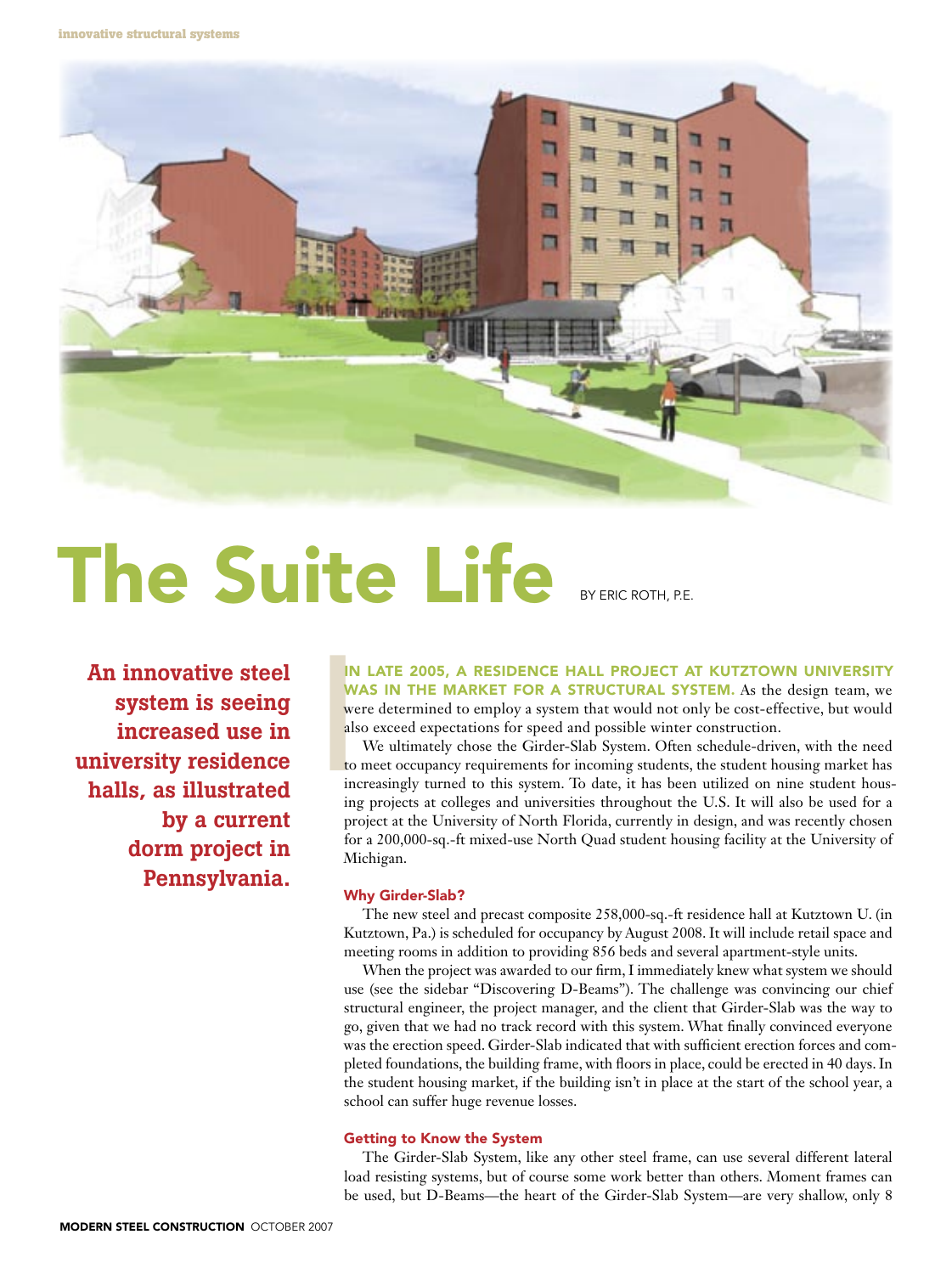# The Suite Life

BY ERIC ROTH, P.E.

**An innovative steel system is seeing increased use in university residence halls, as illustrated by a current dorm project in Pennsylvania.**

**IN LATE 2005, A RESIDENCE HALL PROJECT AT KUTZTOWN UNIVERSITY WAS IN THE MARKET FOR A STRUCTURAL SYSTEM.** As the design team, we were determined to employ a system that would not only be cost-effective, but would also exceed expectations for speed and possible winter construction.

We ultimately chose the Girder-Slab System. Often schedule-driven, with the need to meet occupancy requirements for incoming students, the student housing market has increasingly turned to this system. To date, it has been utilized on nine student housing projects at colleges and universities throughout the U.S. It will also be used for a project at the University of North Florida, currently in design, and was recently chosen for a 200,000-sq.-ft mixed-use North Quad student housing facility at the University of Michigan.

### Why Girder-Slab?

The new steel and precast composite 258,000-sq.-ft residence hall at Kutztown U. (in Kutztown, Pa.) is scheduled for occupancy by August 2008. It will include retail space and meeting rooms in addition to providing 856 beds and several apartment-style units.

When the project was awarded to our firm, I immediately knew what system we should use (see the sidebar "Discovering D-Beams"). The challenge was convincing our chief structural engineer, the project manager, and the client that Girder-Slab was the way to go, given that we had no track record with this system. What finally convinced everyone was the erection speed. Girder-Slab indicated that with sufficient erection forces and completed foundations, the building frame, with floors in place, could be erected in 40 days. In the student housing market, if the building isn't in place at the start of the school year, a school can suffer huge revenue losses.

### Getting to Know the System

The Girder-Slab System, like any other steel frame, can use several different lateral load resisting systems, but of course some work better than others. Moment frames can be used, but D-Beams—the heart of the Girder-Slab System—are very shallow, only 8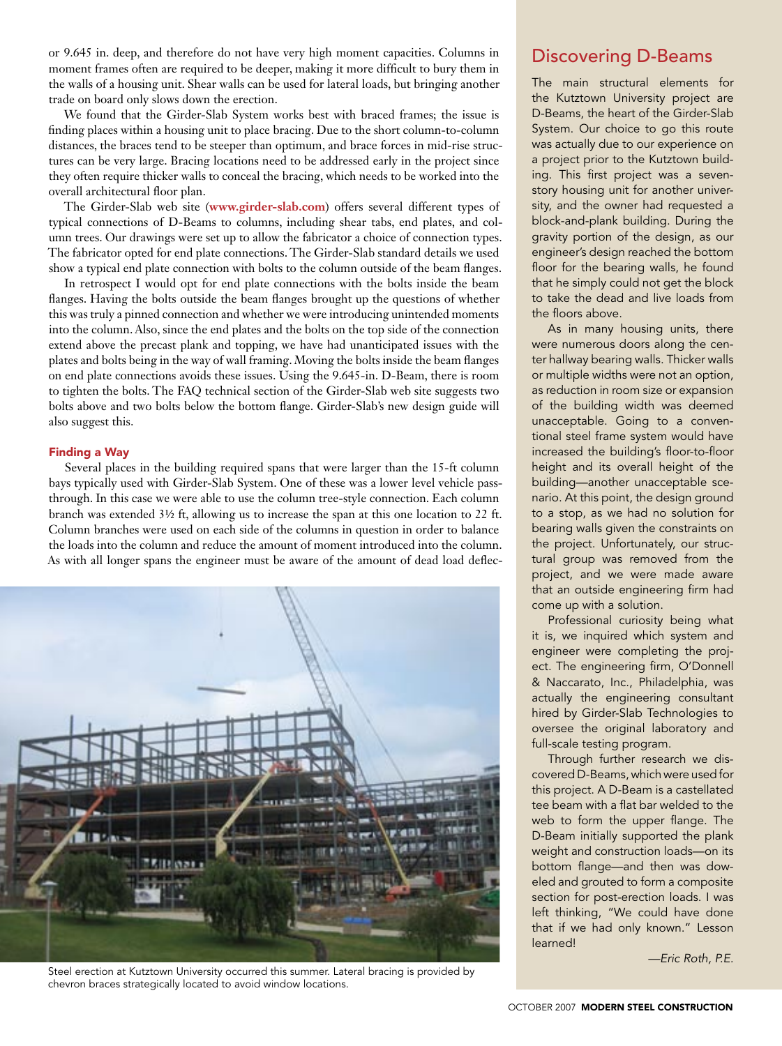or 9.645 in. deep, and therefore do not have very high moment capacities. Columns in moment frames often are required to be deeper, making it more difficult to bury them in the walls of a housing unit. Shear walls can be used for lateral loads, but bringing another trade on board only slows down the erection.

We found that the Girder-Slab System works best with braced frames; the issue is finding places within a housing unit to place bracing. Due to the short column-to-column distances, the braces tend to be steeper than optimum, and brace forces in mid-rise structures can be very large. Bracing locations need to be addressed early in the project since they often require thicker walls to conceal the bracing, which needs to be worked into the overall architectural floor plan.

The Girder-Slab web site (**www.girder-slab.com**) offers several different types of typical connections of D-Beams to columns, including shear tabs, end plates, and column trees. Our drawings were set up to allow the fabricator a choice of connection types. The fabricator opted for end plate connections. The Girder-Slab standard details we used show a typical end plate connection with bolts to the column outside of the beam flanges.

In retrospect I would opt for end plate connections with the bolts inside the beam flanges. Having the bolts outside the beam flanges brought up the questions of whether this was truly a pinned connection and whether we were introducing unintended moments into the column. Also, since the end plates and the bolts on the top side of the connection extend above the precast plank and topping, we have had unanticipated issues with the plates and bolts being in the way of wall framing. Moving the bolts inside the beam flanges on end plate connections avoids these issues. Using the 9.645-in. D-Beam, there is room to tighten the bolts. The FAQ technical section of the Girder-Slab web site suggests two bolts above and two bolts below the bottom flange. Girder-Slab's new design guide will also suggest this.

#### Finding a Way

Several places in the building required spans that were larger than the 15-ft column bays typically used with Girder-Slab System. One of these was a lower level vehicle pass-through. In this case we were able to use the column tree-style connection. Each column branch was extended 3½ ft, allowing us to increase the span at this one location to 22 ft. Column branches were used on each side of the columns in question in order to balance the loads into the column and reduce the amount of moment introduced into the column. As with all longer spans the engineer must be aware of the amount of dead load deflec-

Steel erection at Kutztown University occurred this summer. Lateral bracing is provided by chevron braces strategically located to avoid window locations.

## Discovering D-Beams

The main structural elements for the Kutztown University project are D-Beams, the heart of the Girder-Slab System. Our choice to go this route was actually due to our experience on a project prior to the Kutztown building. This first project was a seven-story housing unit for another university, and the owner had requested a block-and-plank building. During the gravity portion of the design, as our engineer's design reached the bottom floor for the bearing walls, he found that he simply could not get the block to take the dead and live loads from the floors above.

As in many housing units, there were numerous doors along the center hallway bearing walls. Thicker walls or multiple widths were not an option, as reduction in room size or expansion of the building width was deemed unacceptable. Going to a conventional steel frame system would have increased the building's floor-to-floor height and its overall height of the building—another unacceptable scenario. At this point, the design ground to a stop, as we had no solution for bearing walls given the constraints on the project. Unfortunately, our structural group was removed from the project, and we were made aware that an outside engineering firm had come up with a solution.

Professional curiosity being what it is, we inquired which system and engineer were completing the project. The engineering firm, O'Donnell & Naccarato, Inc., Philadelphia, was actually the engineering consultant hired by Girder-Slab Technologies to oversee the original laboratory and full-scale testing program.

Through further research we discovered D-Beams, which were used for this project. A D-Beam is a castellated tee beam with a flat bar welded to the web to form the upper flange. The D-Beam initially supported the plank weight and construction loads—on its bottom flange—and then was doweled and grouted to form a composite section for post-erection loads. I was left thinking, "We could have done that if we had only known." Lesson learned!

*—Eric Roth, P.E.*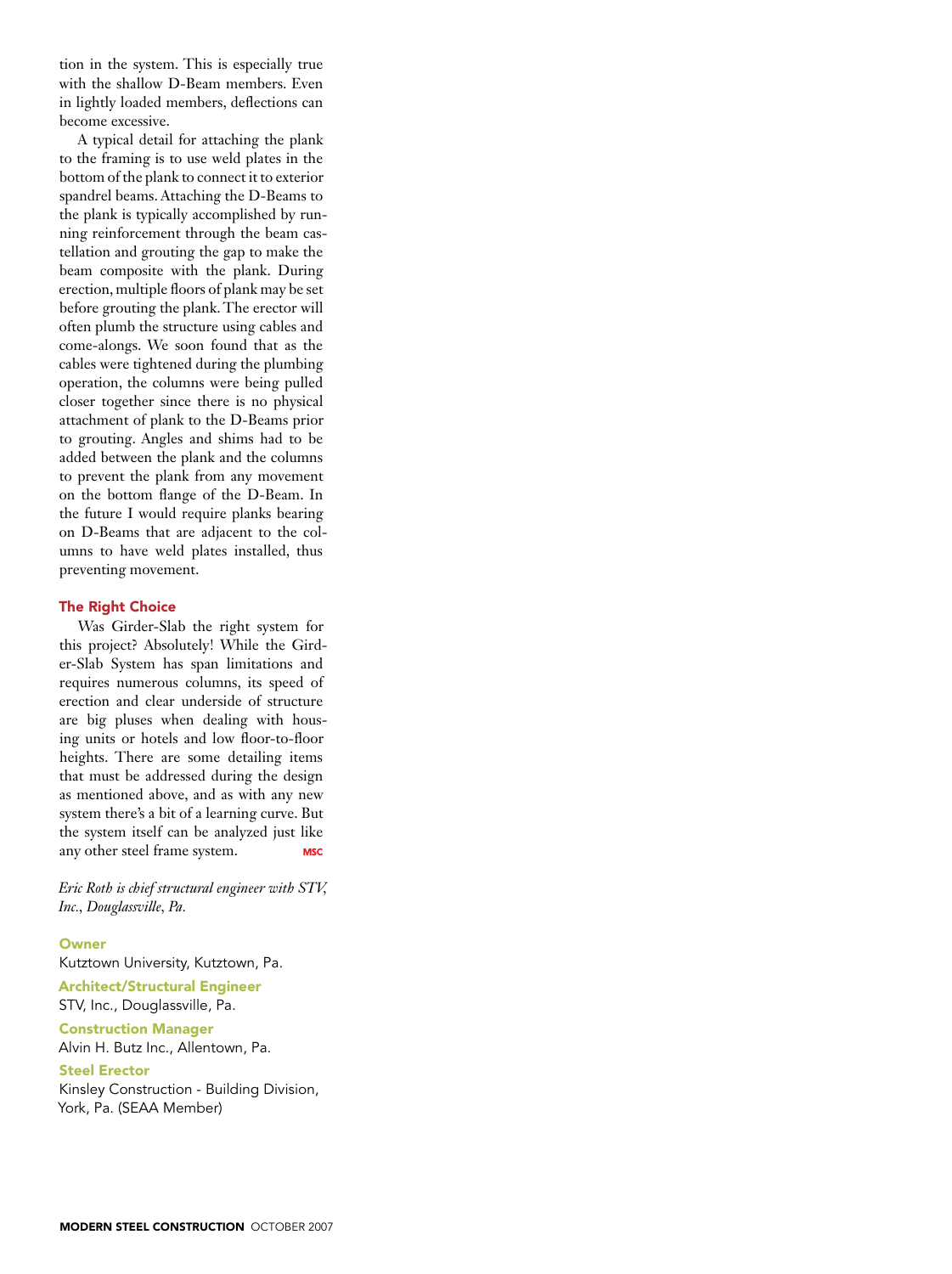tion in the system. This is especially true with the shallow D-Beam members. Even in lightly loaded members, deflections can become excessive.

A typical detail for attaching the plank to the framing is to use weld plates in the bottom of the plank to connect it to exterior spandrel beams. Attaching the D-Beams to the plank is typically accomplished by running reinforcement through the beam castellation and grouting the gap to make the beam composite with the plank. During erection, multiple floors of plank may be set before grouting the plank. The erector will often plumb the structure using cables and come-alongs. We soon found that as the cables were tightened during the plumbing operation, the columns were being pulled closer together since there is no physical attachment of plank to the D-Beams prior to grouting. Angles and shims had to be added between the plank and the columns to prevent the plank from any movement on the bottom flange of the D-Beam. In the future I would require planks bearing on D-Beams that are adjacent to the columns to have weld plates installed, thus preventing movement.

## The Right Choice

Was Girder-Slab the right system for this project? Absolutely! While the Girder-Slab System has span limitations and requires numerous columns, its speed of erection and clear underside of structure are big pluses when dealing with housing units or hotels and low floor-to-floor heights. There are some detailing items that must be addressed during the design as mentioned above, and as with any new system there's a bit of a learning curve. But the system itself can be analyzed just like any other steel frame system. **MSC**

*Eric Roth is chief structural engineer with STV, Inc., Douglassville, Pa.*

**Owner**
Kutztown University, Kutztown, Pa.

**Architect/Structural Engineer**
STV, Inc., Douglassville, Pa.

**Construction Manager**
Alvin H. Butz Inc., Allentown, Pa.

**Steel Erector**
Kinsley Construction - Building Division, York, Pa. (SEAA Member)